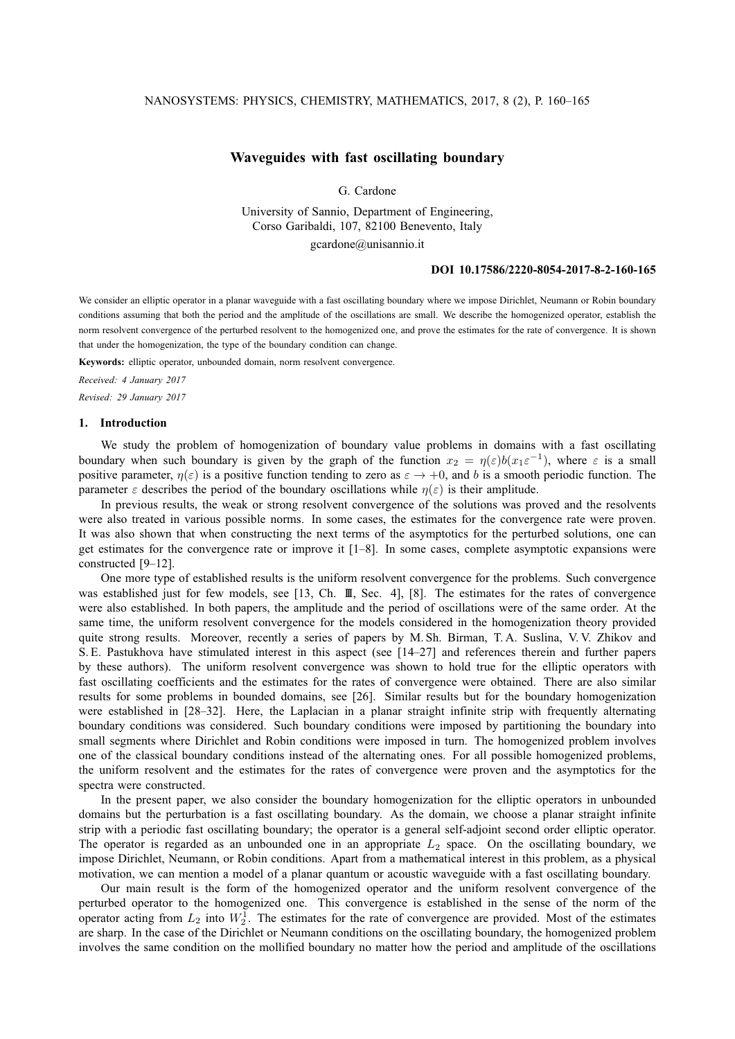# Waveguides with fast oscillating boundary

G. Cardone

University of Sannio, Department of Engineering,
Corso Garibaldi, 107, 82100 Benevento, Italy

gcardone@unisannio.it

**DOI 10.17586/2220-8054-2017-8-2-160-165**

We consider an elliptic operator in a planar waveguide with a fast oscillating boundary where we impose Dirichlet, Neumann or Robin boundary conditions assuming that both the period and the amplitude of the oscillations are small. We describe the homogenized operator, establish the norm resolvent convergence of the perturbed resolvent to the homogenized one, and prove the estimates for the rate of convergence. It is shown that under the homogenization, the type of the boundary condition can change.

**Keywords:** elliptic operator, unbounded domain, norm resolvent convergence.

*Received: 4 January 2017*

*Revised: 29 January 2017*

## 1. Introduction

We study the problem of homogenization of boundary value problems in domains with a fast oscillating boundary when such boundary is given by the graph of the function $x_2 = \eta(\varepsilon)b(x_1\varepsilon^{-1})$, where $\varepsilon$ is a small positive parameter, $\eta(\varepsilon)$ is a positive function tending to zero as $\varepsilon \to +0$, and $b$ is a smooth periodic function. The parameter $\varepsilon$ describes the period of the boundary oscillations while $\eta(\varepsilon)$ is their amplitude.

In previous results, the weak or strong resolvent convergence of the solutions was proved and the resolvents were also treated in various possible norms. In some cases, the estimates for the convergence rate were proven. It was also shown that when constructing the next terms of the asymptotics for the perturbed solutions, one can get estimates for the convergence rate or improve it [1–8]. In some cases, complete asymptotic expansions were constructed [9–12].

One more type of established results is the uniform resolvent convergence for the problems. Such convergence was established just for few models, see [13, Ch. III, Sec. 4], [8]. The estimates for the rates of convergence were also established. In both papers, the amplitude and the period of oscillations were of the same order. At the same time, the uniform resolvent convergence for the models considered in the homogenization theory provided quite strong results. Moreover, recently a series of papers by M. Sh. Birman, T. A. Suslina, V. V. Zhikov and S. E. Pastukhova have stimulated interest in this aspect (see [14–27] and references therein and further papers by these authors). The uniform resolvent convergence was shown to hold true for the elliptic operators with fast oscillating coefficients and the estimates for the rates of convergence were obtained. There are also similar results for some problems in bounded domains, see [26]. Similar results but for the boundary homogenization were established in [28–32]. Here, the Laplacian in a planar straight infinite strip with frequently alternating boundary conditions was considered. Such boundary conditions were imposed by partitioning the boundary into small segments where Dirichlet and Robin conditions were imposed in turn. The homogenized problem involves one of the classical boundary conditions instead of the alternating ones. For all possible homogenized problems, the uniform resolvent and the estimates for the rates of convergence were proven and the asymptotics for the spectra were constructed.

In the present paper, we also consider the boundary homogenization for the elliptic operators in unbounded domains but the perturbation is a fast oscillating boundary. As the domain, we choose a planar straight infinite strip with a periodic fast oscillating boundary; the operator is a general self-adjoint second order elliptic operator. The operator is regarded as an unbounded one in an appropriate $L_2$ space. On the oscillating boundary, we impose Dirichlet, Neumann, or Robin conditions. Apart from a mathematical interest in this problem, as a physical motivation, we can mention a model of a planar quantum or acoustic waveguide with a fast oscillating boundary.

Our main result is the form of the homogenized operator and the uniform resolvent convergence of the perturbed operator to the homogenized one. This convergence is established in the sense of the norm of the operator acting from $L_2$ into $W_2^1$. The estimates for the rate of convergence are provided. Most of the estimates are sharp. In the case of the Dirichlet or Neumann conditions on the oscillating boundary, the homogenized problem involves the same condition on the mollified boundary no matter how the period and amplitude of the oscillations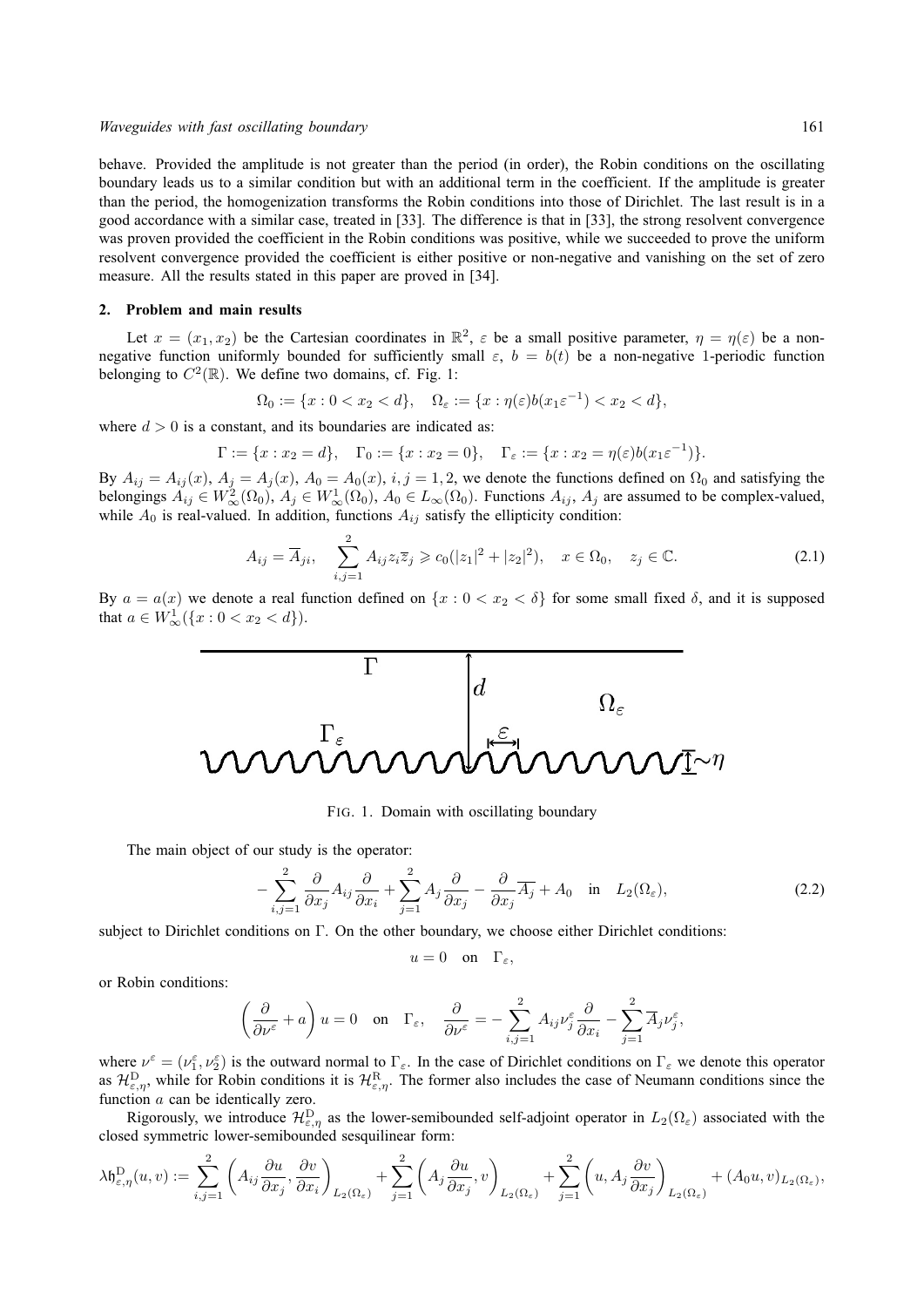behave. Provided the amplitude is not greater than the period (in order), the Robin conditions on the oscillating boundary leads us to a similar condition but with an additional term in the coefficient. If the amplitude is greater than the period, the homogenization transforms the Robin conditions into those of Dirichlet. The last result is in a good accordance with a similar case, treated in [33]. The difference is that in [33], the strong resolvent convergence was proven provided the coefficient in the Robin conditions was positive, while we succeeded to prove the uniform resolvent convergence provided the coefficient is either positive or non-negative and vanishing on the set of zero measure. All the results stated in this paper are proved in [34].

## 2. Problem and main results

Let $x = (x_1, x_2)$ be the Cartesian coordinates in $\mathbb{R}^2$, $\varepsilon$ be a small positive parameter, $\eta = \eta(\varepsilon)$ be a non-negative function uniformly bounded for sufficiently small $\varepsilon$, $b = b(t)$ be a non-negative 1-periodic function belonging to $C^2(\mathbb{R})$. We define two domains, cf. Fig. 1:

$$\Omega_0 := \{x : 0 < x_2 < d\}, \quad \Omega_\varepsilon := \{x : \eta(\varepsilon) b(x_1 \varepsilon^{-1}) < x_2 < d\},$$

where $d > 0$ is a constant, and its boundaries are indicated as:

$$\Gamma := \{x : x_2 = d\}, \quad \Gamma_0 := \{x : x_2 = 0\}, \quad \Gamma_\varepsilon := \{x : x_2 = \eta(\varepsilon) b(x_1 \varepsilon^{-1})\}.$$

By $A_{ij} = A_{ij}(x)$, $A_j = A_j(x)$, $A_0 = A_0(x)$, $i, j = 1, 2$, we denote the functions defined on $\Omega_0$ and satisfying the belongings $A_{ij} \in W^2_\infty(\Omega_0)$, $A_j \in W^1_\infty(\Omega_0)$, $A_0 \in L_\infty(\Omega_0)$. Functions $A_{ij}$, $A_j$ are assumed to be complex-valued, while $A_0$ is real-valued. In addition, functions $A_{ij}$ satisfy the ellipticity condition:

$$A_{ij} = \overline{A}_{ji}, \quad \sum_{i,j=1}^{2} A_{ij} z_i \overline{z}_j \geqslant c_0 (|z_1|^2 + |z_2|^2), \quad x \in \Omega_0, \quad z_j \in \mathbb{C}. \tag{2.1}$$

By $a = a(x)$ we denote a real function defined on $\{x : 0 < x_2 < \delta\}$ for some small fixed $\delta$, and it is supposed that $a \in W^1_\infty(\{x : 0 < x_2 < d\})$.

FIG. 1. Domain with oscillating boundary

The main object of our study is the operator:

$$-\sum_{i,j=1}^{2} \frac{\partial}{\partial x_j} A_{ij} \frac{\partial}{\partial x_i} + \sum_{j=1}^{2} A_j \frac{\partial}{\partial x_j} - \frac{\partial}{\partial x_j} \overline{A_j} + A_0 \quad \text{in} \quad L_2(\Omega_\varepsilon), \tag{2.2}$$

subject to Dirichlet conditions on $\Gamma$. On the other boundary, we choose either Dirichlet conditions:

$$u = 0 \quad \text{on} \quad \Gamma_\varepsilon,$$

or Robin conditions:

$$\left( \frac{\partial}{\partial \nu^\varepsilon} + a \right) u = 0 \quad \text{on} \quad \Gamma_\varepsilon, \quad \frac{\partial}{\partial \nu^\varepsilon} = -\sum_{i,j=1}^{2} A_{ij} \nu_j^\varepsilon \frac{\partial}{\partial x_i} - \sum_{j=1}^{2} \overline{A}_j \nu_j^\varepsilon,$$

where $\nu^\varepsilon = (\nu_1^\varepsilon, \nu_2^\varepsilon)$ is the outward normal to $\Gamma_\varepsilon$. In the case of Dirichlet conditions on $\Gamma_\varepsilon$ we denote this operator as $\mathcal{H}^{\mathrm{D}}_{\varepsilon,\eta}$, while for Robin conditions it is $\mathcal{H}^{\mathrm{R}}_{\varepsilon,\eta}$. The former also includes the case of Neumann conditions since the function $a$ can be identically zero.

Rigorously, we introduce $\mathcal{H}^{\mathrm{D}}_{\varepsilon,\eta}$ as the lower-semibounded self-adjoint operator in $L_2(\Omega_\varepsilon)$ associated with the closed symmetric lower-semibounded sesquilinear form:

$$\lambda \mathfrak{h}^{\mathrm{D}}_{\varepsilon,\eta}(u, v) := \sum_{i,j=1}^{2} \left( A_{ij} \frac{\partial u}{\partial x_j}, \frac{\partial v}{\partial x_i} \right)_{L_2(\Omega_\varepsilon)} + \sum_{j=1}^{2} \left( A_j \frac{\partial u}{\partial x_j}, v \right)_{L_2(\Omega_\varepsilon)} + \sum_{j=1}^{2} \left( u, A_j \frac{\partial v}{\partial x_j} \right)_{L_2(\Omega_\varepsilon)} + (A_0 u, v)_{L_2(\Omega_\varepsilon)},$$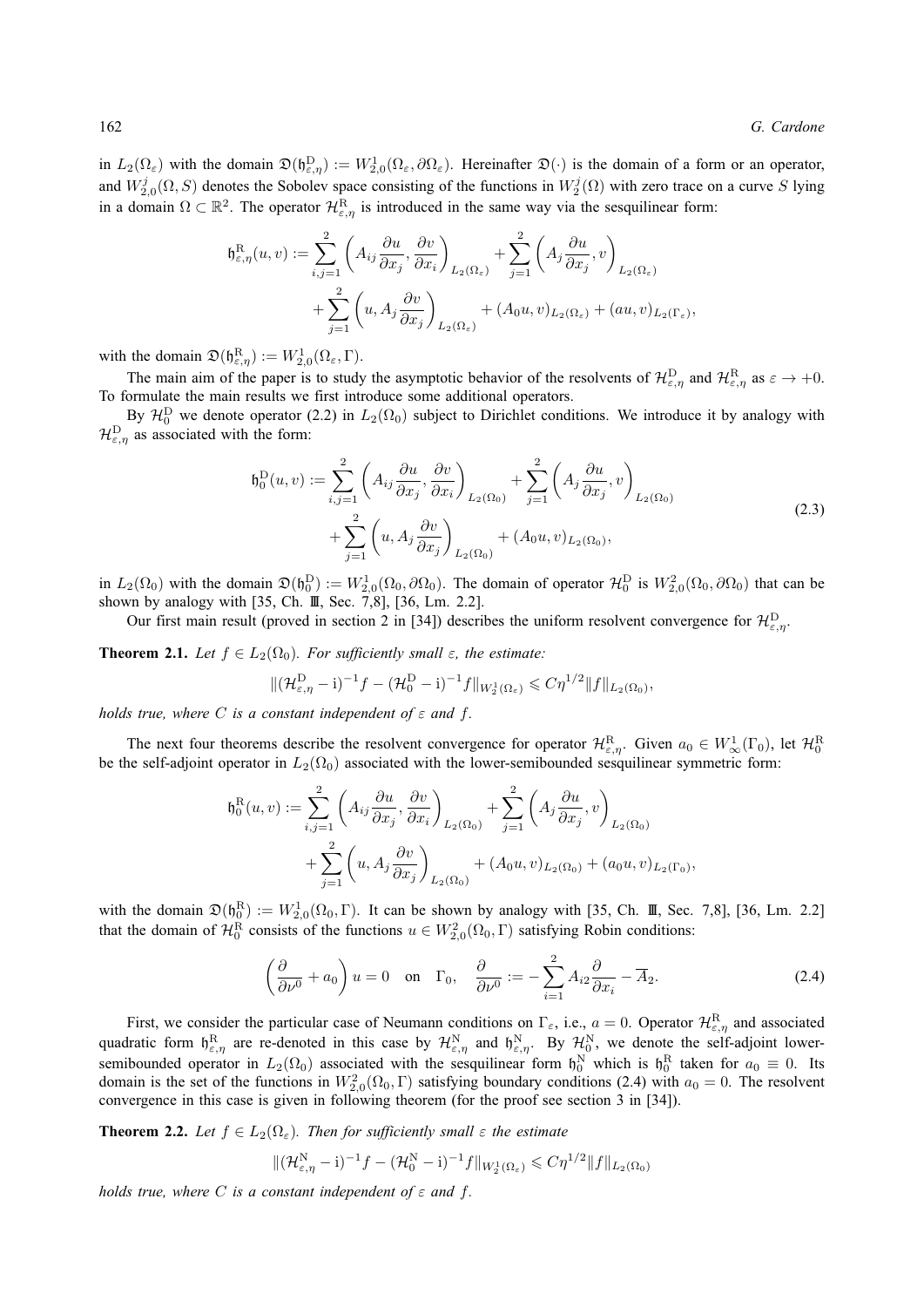in $L_2(\Omega_\varepsilon)$ with the domain $\mathfrak{D}(\mathfrak{h}^{\mathrm{D}}_{\varepsilon,\eta}) := W^1_{2,0}(\Omega_\varepsilon, \partial\Omega_\varepsilon)$. Hereinafter $\mathfrak{D}(\cdot)$ is the domain of a form or an operator, and $W^j_{2,0}(\Omega, S)$ denotes the Sobolev space consisting of the functions in $W^j_2(\Omega)$ with zero trace on a curve $S$ lying in a domain $\Omega \subset \mathbb{R}^2$. The operator $\mathcal{H}^{\mathrm{R}}_{\varepsilon,\eta}$ is introduced in the same way via the sesquilinear form:

$$
\begin{aligned}
\mathfrak{h}^{\mathrm{R}}_{\varepsilon,\eta}(u,v) :=& \sum_{i,j=1}^{2}\left(A_{ij}\frac{\partial u}{\partial x_j}, \frac{\partial v}{\partial x_i}\right)_{L_2(\Omega_\varepsilon)} + \sum_{j=1}^{2}\left(A_j\frac{\partial u}{\partial x_j}, v\right)_{L_2(\Omega_\varepsilon)} \\
&+ \sum_{j=1}^{2}\left(u, A_j\frac{\partial v}{\partial x_j}\right)_{L_2(\Omega_\varepsilon)} + (A_0 u, v)_{L_2(\Omega_\varepsilon)} + (au, v)_{L_2(\Gamma_\varepsilon)},
\end{aligned}
$$

with the domain $\mathfrak{D}(\mathfrak{h}^{\mathrm{R}}_{\varepsilon,\eta}) := W^1_{2,0}(\Omega_\varepsilon, \Gamma)$.

The main aim of the paper is to study the asymptotic behavior of the resolvents of $\mathcal{H}^{\mathrm{D}}_{\varepsilon,\eta}$ and $\mathcal{H}^{\mathrm{R}}_{\varepsilon,\eta}$ as $\varepsilon \to +0$. To formulate the main results we first introduce some additional operators.

By $\mathcal{H}^{\mathrm{D}}_0$ we denote operator (2.2) in $L_2(\Omega_0)$ subject to Dirichlet conditions. We introduce it by analogy with $\mathcal{H}^{\mathrm{D}}_{\varepsilon,\eta}$ as associated with the form:

$$
\begin{aligned}
\mathfrak{h}^{\mathrm{D}}_0(u,v) :=& \sum_{i,j=1}^{2}\left(A_{ij}\frac{\partial u}{\partial x_j}, \frac{\partial v}{\partial x_i}\right)_{L_2(\Omega_0)} + \sum_{j=1}^{2}\left(A_j\frac{\partial u}{\partial x_j}, v\right)_{L_2(\Omega_0)} \\
&+ \sum_{j=1}^{2}\left(u, A_j\frac{\partial v}{\partial x_j}\right)_{L_2(\Omega_0)} + (A_0 u, v)_{L_2(\Omega_0)},
\end{aligned}
\tag{2.3}
$$

in $L_2(\Omega_0)$ with the domain $\mathfrak{D}(\mathfrak{h}^{\mathrm{D}}_0) := W^1_{2,0}(\Omega_0, \partial\Omega_0)$. The domain of operator $\mathcal{H}^{\mathrm{D}}_0$ is $W^2_{2,0}(\Omega_0, \partial\Omega_0)$ that can be shown by analogy with [35, Ch. III, Sec. 7,8], [36, Lm. 2.2].

Our first main result (proved in section 2 in [34]) describes the uniform resolvent convergence for $\mathcal{H}^{\mathrm{D}}_{\varepsilon,\eta}$.

**Theorem 2.1.** *Let $f \in L_2(\Omega_0)$. For sufficiently small $\varepsilon$, the estimate:*

$$
\|(\mathcal{H}^{\mathrm{D}}_{\varepsilon,\eta} - \mathrm{i})^{-1} f - (\mathcal{H}^{\mathrm{D}}_0 - \mathrm{i})^{-1} f\|_{W^1_2(\Omega_\varepsilon)} \leqslant C\eta^{1/2}\|f\|_{L_2(\Omega_0)},
$$

*holds true, where $C$ is a constant independent of $\varepsilon$ and $f$.*

The next four theorems describe the resolvent convergence for operator $\mathcal{H}^{\mathrm{R}}_{\varepsilon,\eta}$. Given $a_0 \in W^1_\infty(\Gamma_0)$, let $\mathcal{H}^{\mathrm{R}}_0$ be the self-adjoint operator in $L_2(\Omega_0)$ associated with the lower-semibounded sesquilinear symmetric form:

$$
\begin{aligned}
\mathfrak{h}^{\mathrm{R}}_0(u,v) :=& \sum_{i,j=1}^{2}\left(A_{ij}\frac{\partial u}{\partial x_j}, \frac{\partial v}{\partial x_i}\right)_{L_2(\Omega_0)} + \sum_{j=1}^{2}\left(A_j\frac{\partial u}{\partial x_j}, v\right)_{L_2(\Omega_0)} \\
&+ \sum_{j=1}^{2}\left(u, A_j\frac{\partial v}{\partial x_j}\right)_{L_2(\Omega_0)} + (A_0 u, v)_{L_2(\Omega_0)} + (a_0 u, v)_{L_2(\Gamma_0)},
\end{aligned}
$$

with the domain $\mathfrak{D}(\mathfrak{h}^{\mathrm{R}}_0) := W^1_{2,0}(\Omega_0, \Gamma)$. It can be shown by analogy with [35, Ch. III, Sec. 7,8], [36, Lm. 2.2] that the domain of $\mathcal{H}^{\mathrm{R}}_0$ consists of the functions $u \in W^2_{2,0}(\Omega_0, \Gamma)$ satisfying Robin conditions:

$$
\left(\frac{\partial}{\partial \nu^0} + a_0\right) u = 0 \quad \text{on} \quad \Gamma_0, \quad \frac{\partial}{\partial \nu^0} := -\sum_{i=1}^{2} A_{i2}\frac{\partial}{\partial x_i} - \overline{A}_2. \tag{2.4}
$$

First, we consider the particular case of Neumann conditions on $\Gamma_\varepsilon$, i.e., $a = 0$. Operator $\mathcal{H}^{\mathrm{R}}_{\varepsilon,\eta}$ and associated quadratic form $\mathfrak{h}^{\mathrm{R}}_{\varepsilon,\eta}$ are re-denoted in this case by $\mathcal{H}^{\mathrm{N}}_{\varepsilon,\eta}$ and $\mathfrak{h}^{\mathrm{N}}_{\varepsilon,\eta}$. By $\mathcal{H}^{\mathrm{N}}_0$, we denote the self-adjoint lower-semibounded operator in $L_2(\Omega_0)$ associated with the sesquilinear form $\mathfrak{h}^{\mathrm{N}}_0$ which is $\mathfrak{h}^{\mathrm{R}}_0$ taken for $a_0 \equiv 0$. Its domain is the set of the functions in $W^2_{2,0}(\Omega_0, \Gamma)$ satisfying boundary conditions (2.4) with $a_0 = 0$. The resolvent convergence in this case is given in following theorem (for the proof see section 3 in [34]).

**Theorem 2.2.** *Let $f \in L_2(\Omega_\varepsilon)$. Then for sufficiently small $\varepsilon$ the estimate*

$$
\|(\mathcal{H}^{\mathrm{N}}_{\varepsilon,\eta} - \mathrm{i})^{-1} f - (\mathcal{H}^{\mathrm{N}}_0 - \mathrm{i})^{-1} f\|_{W^1_2(\Omega_\varepsilon)} \leqslant C\eta^{1/2}\|f\|_{L_2(\Omega_0)}
$$

*holds true, where $C$ is a constant independent of $\varepsilon$ and $f$.*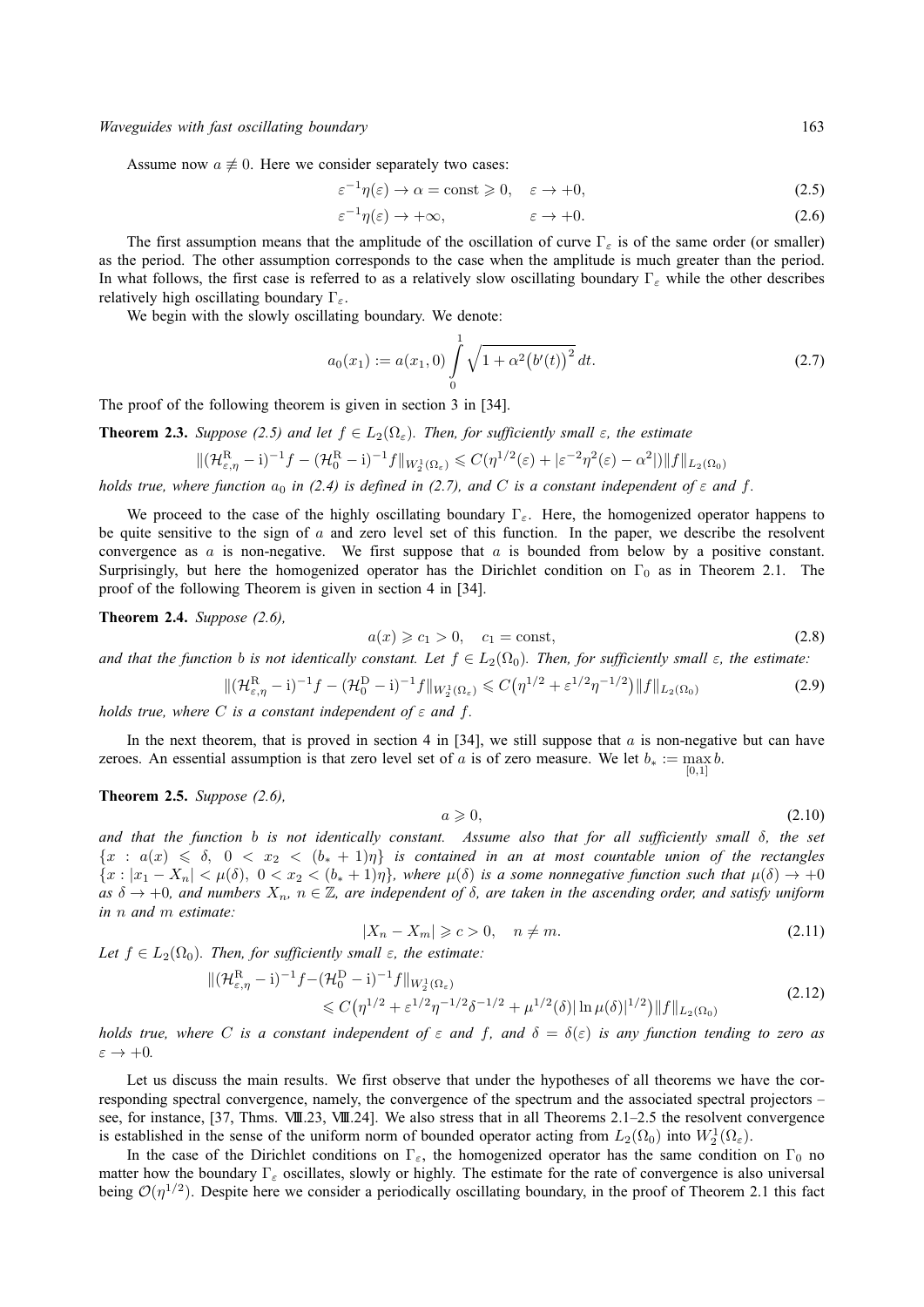Assume now $a \not\equiv 0$. Here we consider separately two cases:

$$\varepsilon^{-1}\eta(\varepsilon) \to \alpha = \text{const} \geqslant 0, \quad \varepsilon \to +0, \tag{2.5}$$

$$\varepsilon^{-1}\eta(\varepsilon) \to +\infty, \qquad \varepsilon \to +0. \tag{2.6}$$

The first assumption means that the amplitude of the oscillation of curve $\Gamma_\varepsilon$ is of the same order (or smaller) as the period. The other assumption corresponds to the case when the amplitude is much greater than the period. In what follows, the first case is referred to as a relatively slow oscillating boundary $\Gamma_\varepsilon$ while the other describes relatively high oscillating boundary $\Gamma_\varepsilon$.

We begin with the slowly oscillating boundary. We denote:

$$a_0(x_1) := a(x_1, 0) \int\limits_0^1 \sqrt{1 + \alpha^2 \big(b'(t)\big)^2}\, dt. \tag{2.7}$$

The proof of the following theorem is given in section 3 in [34].

**Theorem 2.3.** *Suppose (2.5) and let $f \in L_2(\Omega_\varepsilon)$. Then, for sufficiently small $\varepsilon$, the estimate*

$$\|(\mathcal{H}^{\mathrm{R}}_{\varepsilon,\eta} - \mathrm{i})^{-1} f - (\mathcal{H}^{\mathrm{R}}_0 - \mathrm{i})^{-1} f\|_{W_2^1(\Omega_\varepsilon)} \leqslant C(\eta^{1/2}(\varepsilon) + |\varepsilon^{-2}\eta^2(\varepsilon) - \alpha^2|)\|f\|_{L_2(\Omega_0)}$$

*holds true, where function $a_0$ in (2.4) is defined in (2.7), and $C$ is a constant independent of $\varepsilon$ and $f$.*

We proceed to the case of the highly oscillating boundary $\Gamma_\varepsilon$. Here, the homogenized operator happens to be quite sensitive to the sign of $a$ and zero level set of this function. In the paper, we describe the resolvent convergence as $a$ is non-negative. We first suppose that $a$ is bounded from below by a positive constant. Surprisingly, but here the homogenized operator has the Dirichlet condition on $\Gamma_0$ as in Theorem 2.1. The proof of the following Theorem is given in section 4 in [34].

**Theorem 2.4.** *Suppose (2.6),*

$$a(x) \geqslant c_1 > 0, \quad c_1 = \text{const}, \tag{2.8}$$

*and that the function $b$ is not identically constant. Let $f \in L_2(\Omega_0)$. Then, for sufficiently small $\varepsilon$, the estimate:*

$$\|(\mathcal{H}^{\mathrm{R}}_{\varepsilon,\eta} - \mathrm{i})^{-1} f - (\mathcal{H}^{\mathrm{D}}_0 - \mathrm{i})^{-1} f\|_{W_2^1(\Omega_\varepsilon)} \leqslant C\big(\eta^{1/2} + \varepsilon^{1/2}\eta^{-1/2}\big)\|f\|_{L_2(\Omega_0)} \tag{2.9}$$

*holds true, where $C$ is a constant independent of $\varepsilon$ and $f$.*

In the next theorem, that is proved in section 4 in [34], we still suppose that $a$ is non-negative but can have zeroes. An essential assumption is that zero level set of $a$ is of zero measure. We let $b_* := \max\limits_{[0,1]} b$.

**Theorem 2.5.** *Suppose (2.6),*

$$a \geqslant 0, \tag{2.10}$$

*and that the function $b$ is not identically constant. Assume also that for all sufficiently small $\delta$, the set $\{x : a(x) \leqslant \delta,\ 0 < x_2 < (b_* + 1)\eta\}$ is contained in an at most countable union of the rectangles $\{x : |x_1 - X_n| < \mu(\delta),\ 0 < x_2 < (b_* + 1)\eta\}$, where $\mu(\delta)$ is a some nonnegative function such that $\mu(\delta) \to +0$ as $\delta \to +0$, and numbers $X_n$, $n \in \mathbb{Z}$, are independent of $\delta$, are taken in the ascending order, and satisfy uniform in $n$ and $m$ estimate:*

$$|X_n - X_m| \geqslant c > 0, \quad n \neq m. \tag{2.11}$$

*Let $f \in L_2(\Omega_0)$. Then, for sufficiently small $\varepsilon$, the estimate:*

$$\begin{aligned} &\|(\mathcal{H}^{\mathrm{R}}_{\varepsilon,\eta} - \mathrm{i})^{-1} f - (\mathcal{H}^{\mathrm{D}}_0 - \mathrm{i})^{-1} f\|_{W_2^1(\Omega_\varepsilon)} \\ &\qquad \leqslant C\big(\eta^{1/2} + \varepsilon^{1/2}\eta^{-1/2}\delta^{-1/2} + \mu^{1/2}(\delta)|\ln \mu(\delta)|^{1/2}\big)\|f\|_{L_2(\Omega_0)} \end{aligned} \tag{2.12}$$

*holds true, where $C$ is a constant independent of $\varepsilon$ and $f$, and $\delta = \delta(\varepsilon)$ is any function tending to zero as $\varepsilon \to +0$.*

Let us discuss the main results. We first observe that under the hypotheses of all theorems we have the corresponding spectral convergence, namely, the convergence of the spectrum and the associated spectral projectors – see, for instance, [37, Thms. VIII.23, VIII.24]. We also stress that in all Theorems 2.1–2.5 the resolvent convergence is established in the sense of the uniform norm of bounded operator acting from $L_2(\Omega_0)$ into $W_2^1(\Omega_\varepsilon)$.

In the case of the Dirichlet conditions on $\Gamma_\varepsilon$, the homogenized operator has the same condition on $\Gamma_0$ no matter how the boundary $\Gamma_\varepsilon$ oscillates, slowly or highly. The estimate for the rate of convergence is also universal being $\mathcal{O}(\eta^{1/2})$. Despite here we consider a periodically oscillating boundary, in the proof of Theorem 2.1 this fact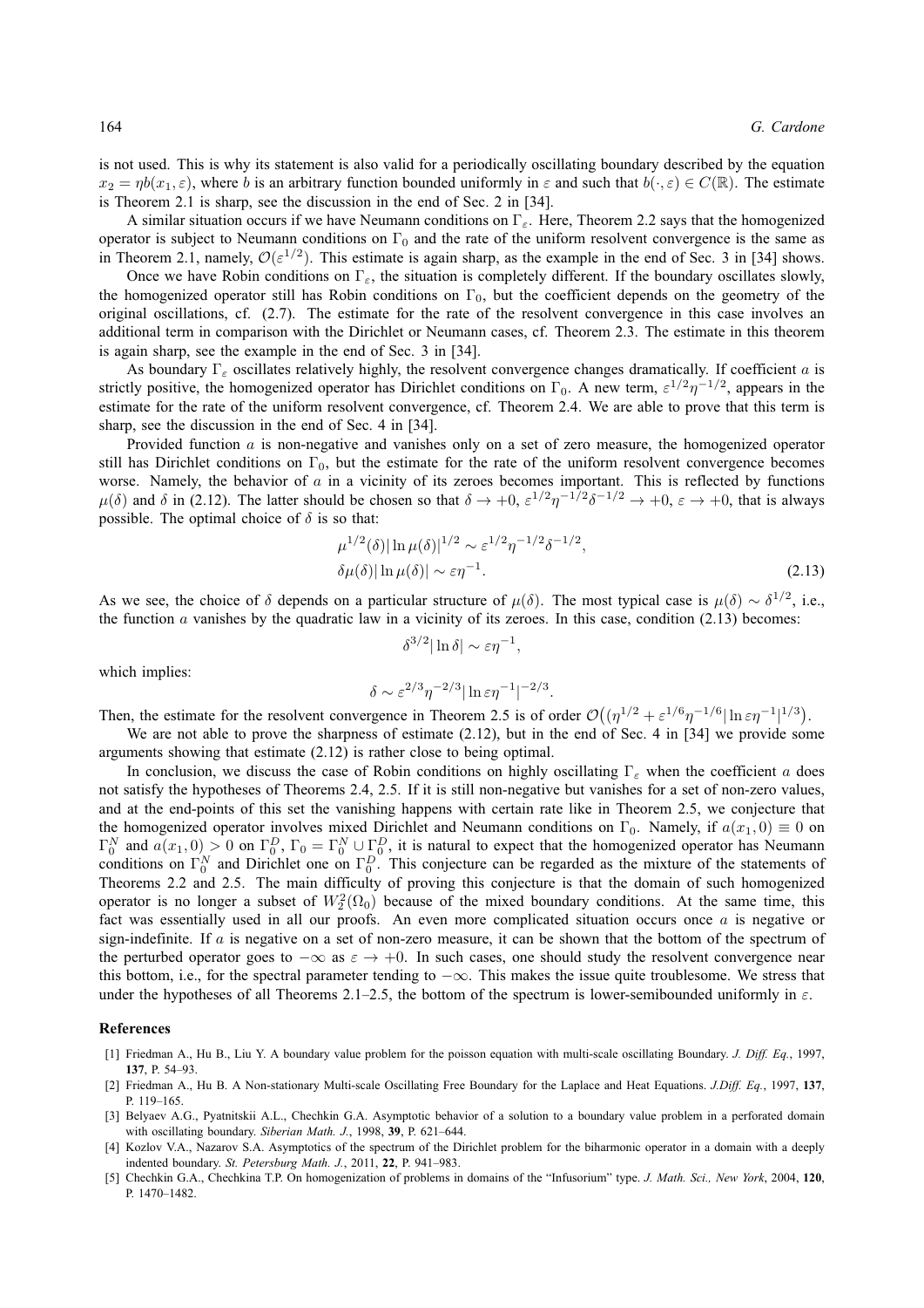is not used. This is why its statement is also valid for a periodically oscillating boundary described by the equation $x_2 = \eta b(x_1, \varepsilon)$, where $b$ is an arbitrary function bounded uniformly in $\varepsilon$ and such that $b(\cdot, \varepsilon) \in C(\mathbb{R})$. The estimate is Theorem 2.1 is sharp, see the discussion in the end of Sec. 2 in [34].

A similar situation occurs if we have Neumann conditions on $\Gamma_\varepsilon$. Here, Theorem 2.2 says that the homogenized operator is subject to Neumann conditions on $\Gamma_0$ and the rate of the uniform resolvent convergence is the same as in Theorem 2.1, namely, $\mathcal{O}(\varepsilon^{1/2})$. This estimate is again sharp, as the example in the end of Sec. 3 in [34] shows.

Once we have Robin conditions on $\Gamma_\varepsilon$, the situation is completely different. If the boundary oscillates slowly, the homogenized operator still has Robin conditions on $\Gamma_0$, but the coefficient depends on the geometry of the original oscillations, cf. (2.7). The estimate for the rate of the resolvent convergence in this case involves an additional term in comparison with the Dirichlet or Neumann cases, cf. Theorem 2.3. The estimate in this theorem is again sharp, see the example in the end of Sec. 3 in [34].

As boundary $\Gamma_\varepsilon$ oscillates relatively highly, the resolvent convergence changes dramatically. If coefficient $a$ is strictly positive, the homogenized operator has Dirichlet conditions on $\Gamma_0$. A new term, $\varepsilon^{1/2}\eta^{-1/2}$, appears in the estimate for the rate of the uniform resolvent convergence, cf. Theorem 2.4. We are able to prove that this term is sharp, see the discussion in the end of Sec. 4 in [34].

Provided function $a$ is non-negative and vanishes only on a set of zero measure, the homogenized operator still has Dirichlet conditions on $\Gamma_0$, but the estimate for the rate of the uniform resolvent convergence becomes worse. Namely, the behavior of $a$ in a vicinity of its zeroes becomes important. This is reflected by functions $\mu(\delta)$ and $\delta$ in (2.12). The latter should be chosen so that $\delta \to +0$, $\varepsilon^{1/2}\eta^{-1/2}\delta^{-1/2} \to +0$, $\varepsilon \to +0$, that is always possible. The optimal choice of $\delta$ is so that:

$$\mu^{1/2}(\delta)|\ln \mu(\delta)|^{1/2} \sim \varepsilon^{1/2}\eta^{-1/2}\delta^{-1/2},$$
$$\delta\mu(\delta)|\ln \mu(\delta)| \sim \varepsilon\eta^{-1}. \tag{2.13}$$

As we see, the choice of $\delta$ depends on a particular structure of $\mu(\delta)$. The most typical case is $\mu(\delta) \sim \delta^{1/2}$, i.e., the function $a$ vanishes by the quadratic law in a vicinity of its zeroes. In this case, condition (2.13) becomes:

$$\delta^{3/2}|\ln \delta| \sim \varepsilon\eta^{-1},$$

which implies:

$$\delta \sim \varepsilon^{2/3}\eta^{-2/3}|\ln \varepsilon\eta^{-1}|^{-2/3}.$$

Then, the estimate for the resolvent convergence in Theorem 2.5 is of order $\mathcal{O}\big((\eta^{1/2} + \varepsilon^{1/6}\eta^{-1/6}|\ln \varepsilon\eta^{-1}|^{1/3}\big)$.

We are not able to prove the sharpness of estimate (2.12), but in the end of Sec. 4 in [34] we provide some arguments showing that estimate (2.12) is rather close to being optimal.

In conclusion, we discuss the case of Robin conditions on highly oscillating $\Gamma_\varepsilon$ when the coefficient $a$ does not satisfy the hypotheses of Theorems 2.4, 2.5. If it is still non-negative but vanishes for a set of non-zero values, and at the end-points of this set the vanishing happens with certain rate like in Theorem 2.5, we conjecture that the homogenized operator involves mixed Dirichlet and Neumann conditions on $\Gamma_0$. Namely, if $a(x_1, 0) \equiv 0$ on $\Gamma_0^N$ and $a(x_1, 0) > 0$ on $\Gamma_0^D$, $\Gamma_0 = \Gamma_0^N \cup \Gamma_0^D$, it is natural to expect that the homogenized operator has Neumann conditions on $\Gamma_0^N$ and Dirichlet one on $\Gamma_0^D$. This conjecture can be regarded as the mixture of the statements of Theorems 2.2 and 2.5. The main difficulty of proving this conjecture is that the domain of such homogenized operator is no longer a subset of $W_2^2(\Omega_0)$ because of the mixed boundary conditions. At the same time, this fact was essentially used in all our proofs. An even more complicated situation occurs once $a$ is negative or sign-indefinite. If $a$ is negative on a set of non-zero measure, it can be shown that the bottom of the spectrum of the perturbed operator goes to $-\infty$ as $\varepsilon \to +0$. In such cases, one should study the resolvent convergence near this bottom, i.e., for the spectral parameter tending to $-\infty$. This makes the issue quite troublesome. We stress that under the hypotheses of all Theorems 2.1–2.5, the bottom of the spectrum is lower-semibounded uniformly in $\varepsilon$.

## References

[1] Friedman A., Hu B., Liu Y. A boundary value problem for the poisson equation with multi-scale oscillating Boundary. *J. Diff. Eq.*, 1997, **137**, P. 54–93.

[2] Friedman A., Hu B. A Non-stationary Multi-scale Oscillating Free Boundary for the Laplace and Heat Equations. *J.Diff. Eq.*, 1997, **137**, P. 119–165.

[3] Belyaev A.G., Pyatnitskii A.L., Chechkin G.A. Asymptotic behavior of a solution to a boundary value problem in a perforated domain with oscillating boundary. *Siberian Math. J.*, 1998, **39**, P. 621–644.

[4] Kozlov V.A., Nazarov S.A. Asymptotics of the spectrum of the Dirichlet problem for the biharmonic operator in a domain with a deeply indented boundary. *St. Petersburg Math. J.*, 2011, **22**, P. 941–983.

[5] Chechkin G.A., Chechkina T.P. On homogenization of problems in domains of the "Infusorium" type. *J. Math. Sci., New York*, 2004, **120**, P. 1470–1482.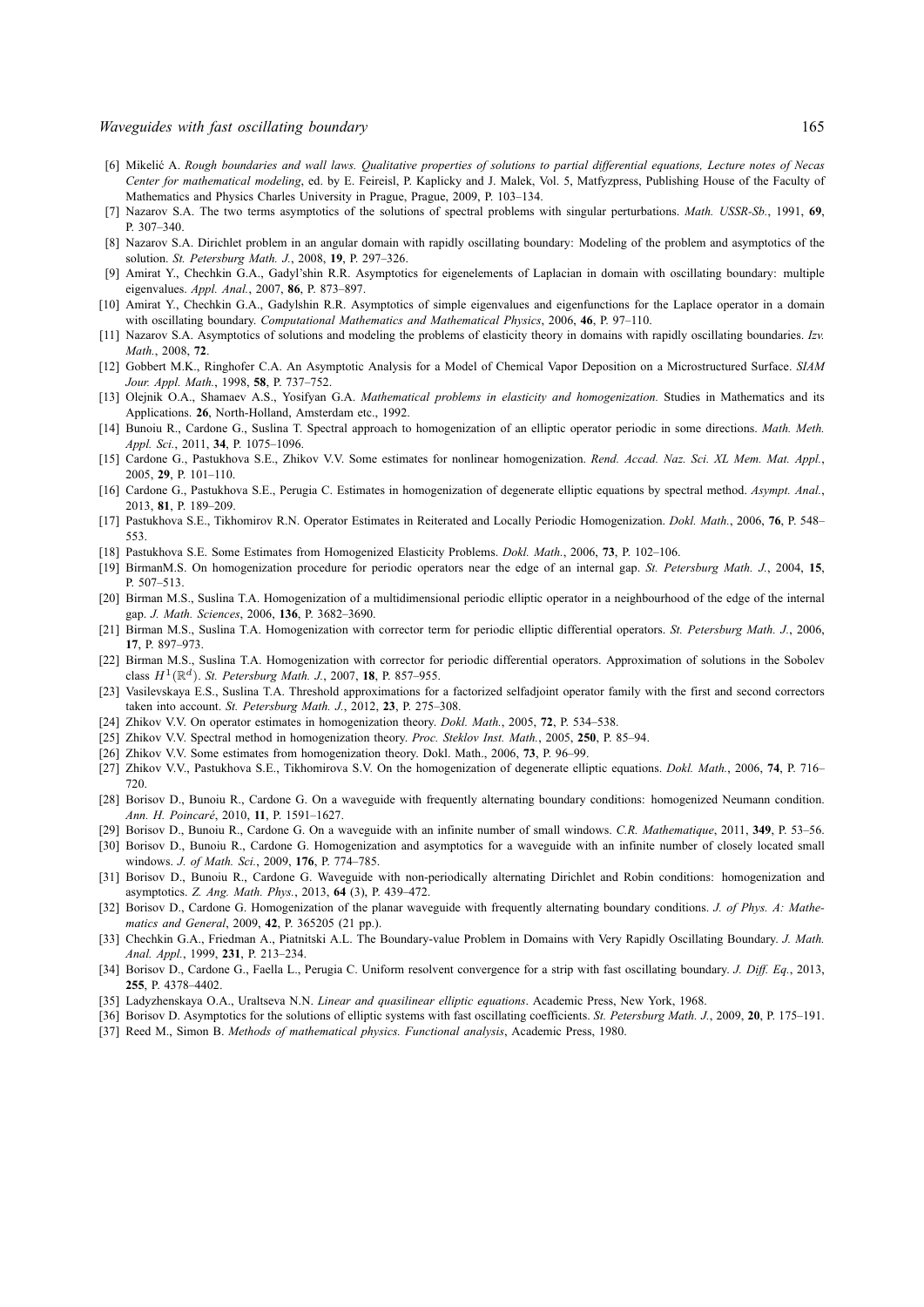[6] Mikelić A. *Rough boundaries and wall laws. Qualitative properties of solutions to partial differential equations, Lecture notes of Necas Center for mathematical modeling*, ed. by E. Feireisl, P. Kaplicky and J. Malek, Vol. 5, Matfyzpress, Publishing House of the Faculty of Mathematics and Physics Charles University in Prague, Prague, 2009, P. 103–134.

[7] Nazarov S.A. The two terms asymptotics of the solutions of spectral problems with singular perturbations. *Math. USSR-Sb.*, 1991, **69**, P. 307–340.

[8] Nazarov S.A. Dirichlet problem in an angular domain with rapidly oscillating boundary: Modeling of the problem and asymptotics of the solution. *St. Petersburg Math. J.*, 2008, **19**, P. 297–326.

[9] Amirat Y., Chechkin G.A., Gadyl'shin R.R. Asymptotics for eigenelements of Laplacian in domain with oscillating boundary: multiple eigenvalues. *Appl. Anal.*, 2007, **86**, P. 873–897.

[10] Amirat Y., Chechkin G.A., Gadylshin R.R. Asymptotics of simple eigenvalues and eigenfunctions for the Laplace operator in a domain with oscillating boundary. *Computational Mathematics and Mathematical Physics*, 2006, **46**, P. 97–110.

[11] Nazarov S.A. Asymptotics of solutions and modeling the problems of elasticity theory in domains with rapidly oscillating boundaries. *Izv. Math.*, 2008, **72**.

[12] Gobbert M.K., Ringhofer C.A. An Asymptotic Analysis for a Model of Chemical Vapor Deposition on a Microstructured Surface. *SIAM Jour. Appl. Math.*, 1998, **58**, P. 737–752.

[13] Olejnik O.A., Shamaev A.S., Yosifyan G.A. *Mathematical problems in elasticity and homogenization.* Studies in Mathematics and its Applications. **26**, North-Holland, Amsterdam etc., 1992.

[14] Bunoiu R., Cardone G., Suslina T. Spectral approach to homogenization of an elliptic operator periodic in some directions. *Math. Meth. Appl. Sci.*, 2011, **34**, P. 1075–1096.

[15] Cardone G., Pastukhova S.E., Zhikov V.V. Some estimates for nonlinear homogenization. *Rend. Accad. Naz. Sci. XL Mem. Mat. Appl.*, 2005, **29**, P. 101–110.

[16] Cardone G., Pastukhova S.E., Perugia C. Estimates in homogenization of degenerate elliptic equations by spectral method. *Asympt. Anal.*, 2013, **81**, P. 189–209.

[17] Pastukhova S.E., Tikhomirov R.N. Operator Estimates in Reiterated and Locally Periodic Homogenization. *Dokl. Math.*, 2006, **76**, P. 548–553.

[18] Pastukhova S.E. Some Estimates from Homogenized Elasticity Problems. *Dokl. Math.*, 2006, **73**, P. 102–106.

[19] BirmanM.S. On homogenization procedure for periodic operators near the edge of an internal gap. *St. Petersburg Math. J.*, 2004, **15**, P. 507–513.

[20] Birman M.S., Suslina T.A. Homogenization of a multidimensional periodic elliptic operator in a neighbourhood of the edge of the internal gap. *J. Math. Sciences*, 2006, **136**, P. 3682–3690.

[21] Birman M.S., Suslina T.A. Homogenization with corrector term for periodic elliptic differential operators. *St. Petersburg Math. J.*, 2006, **17**, P. 897–973.

[22] Birman M.S., Suslina T.A. Homogenization with corrector for periodic differential operators. Approximation of solutions in the Sobolev class $H^1(\mathbb{R}^d)$. *St. Petersburg Math. J.*, 2007, **18**, P. 857–955.

[23] Vasilevskaya E.S., Suslina T.A. Threshold approximations for a factorized selfadjoint operator family with the first and second correctors taken into account. *St. Petersburg Math. J.*, 2012, **23**, P. 275–308.

[24] Zhikov V.V. On operator estimates in homogenization theory. *Dokl. Math.*, 2005, **72**, P. 534–538.

[25] Zhikov V.V. Spectral method in homogenization theory. *Proc. Steklov Inst. Math.*, 2005, **250**, P. 85–94.

[26] Zhikov V.V. Some estimates from homogenization theory. Dokl. Math., 2006, **73**, P. 96–99.

[27] Zhikov V.V., Pastukhova S.E., Tikhomirova S.V. On the homogenization of degenerate elliptic equations. *Dokl. Math.*, 2006, **74**, P. 716–720.

[28] Borisov D., Bunoiu R., Cardone G. On a waveguide with frequently alternating boundary conditions: homogenized Neumann condition. *Ann. H. Poincaré*, 2010, **11**, P. 1591–1627.

[29] Borisov D., Bunoiu R., Cardone G. On a waveguide with an infinite number of small windows. *C.R. Mathematique*, 2011, **349**, P. 53–56.

[30] Borisov D., Bunoiu R., Cardone G. Homogenization and asymptotics for a waveguide with an infinite number of closely located small windows. *J. of Math. Sci.*, 2009, **176**, P. 774–785.

[31] Borisov D., Bunoiu R., Cardone G. Waveguide with non-periodically alternating Dirichlet and Robin conditions: homogenization and asymptotics. *Z. Ang. Math. Phys.*, 2013, **64** (3), P. 439–472.

[32] Borisov D., Cardone G. Homogenization of the planar waveguide with frequently alternating boundary conditions. *J. of Phys. A: Mathematics and General*, 2009, **42**, P. 365205 (21 pp.).

[33] Chechkin G.A., Friedman A., Piatnitski A.L. The Boundary-value Problem in Domains with Very Rapidly Oscillating Boundary. *J. Math. Anal. Appl.*, 1999, **231**, P. 213–234.

[34] Borisov D., Cardone G., Faella L., Perugia C. Uniform resolvent convergence for a strip with fast oscillating boundary. *J. Diff. Eq.*, 2013, **255**, P. 4378–4402.

[35] Ladyzhenskaya O.A., Uraltseva N.N. *Linear and quasilinear elliptic equations*. Academic Press, New York, 1968.

[36] Borisov D. Asymptotics for the solutions of elliptic systems with fast oscillating coefficients. *St. Petersburg Math. J.*, 2009, **20**, P. 175–191.

[37] Reed M., Simon B. *Methods of mathematical physics. Functional analysis*, Academic Press, 1980.